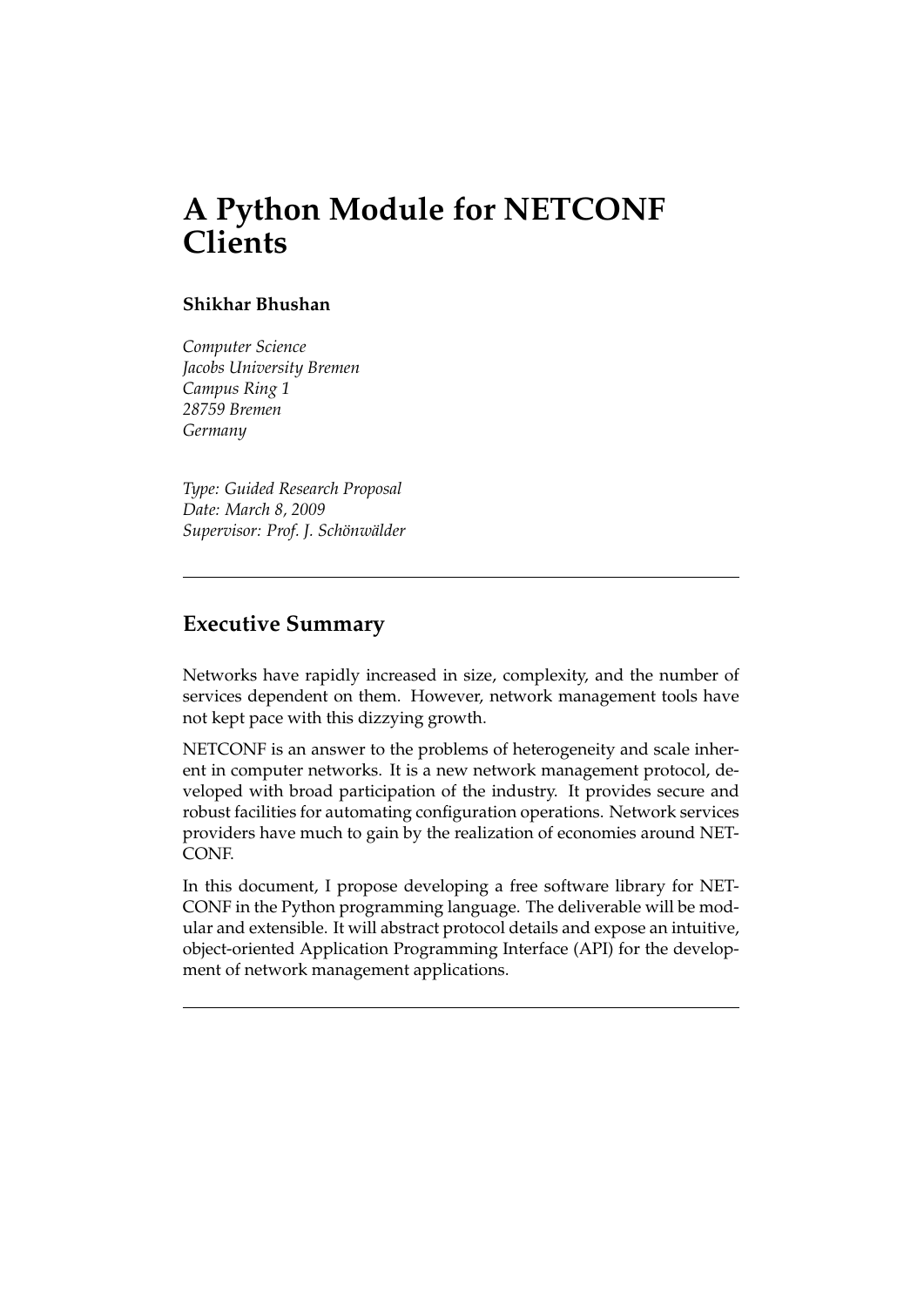# A Python Module for NETCONF Clients

**Shikhar Bhushan**

*Computer Science*
*Jacobs University Bremen*
*Campus Ring 1*
*28759 Bremen*
*Germany*

*Type: Guided Research Proposal*
*Date: March 8, 2009*
*Supervisor: Prof. J. Schönwälder*

---

## Executive Summary

Networks have rapidly increased in size, complexity, and the number of services dependent on them. However, network management tools have not kept pace with this dizzying growth.

NETCONF is an answer to the problems of heterogeneity and scale inherent in computer networks. It is a new network management protocol, developed with broad participation of the industry. It provides secure and robust facilities for automating configuration operations. Network services providers have much to gain by the realization of economies around NETCONF.

In this document, I propose developing a free software library for NETCONF in the Python programming language. The deliverable will be modular and extensible. It will abstract protocol details and expose an intuitive, object-oriented Application Programming Interface (API) for the development of network management applications.

---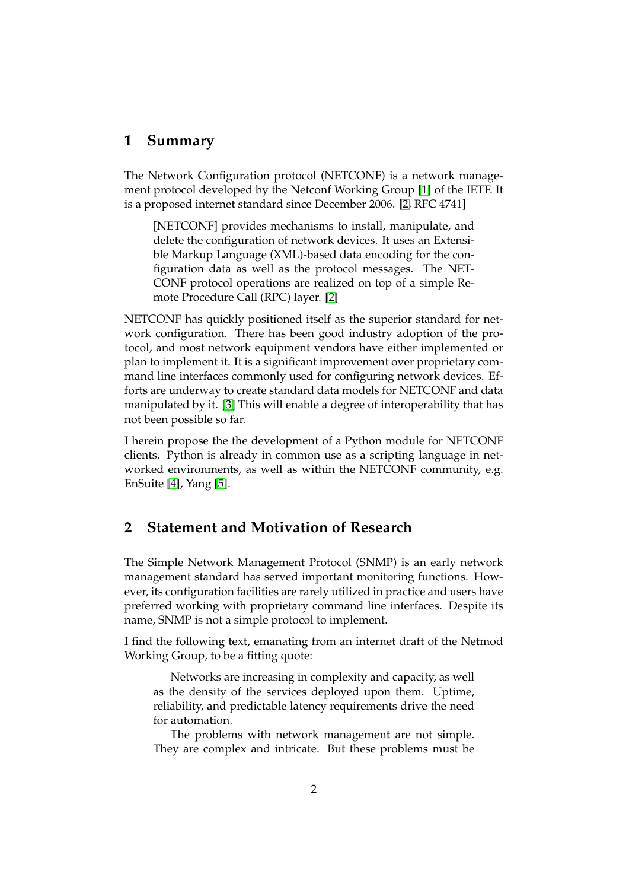## 1 Summary

The Network Configuration protocol (NETCONF) is a network management protocol developed by the Netconf Working Group [1] of the IETF. It is a proposed internet standard since December 2006. [2, RFC 4741]

> [NETCONF] provides mechanisms to install, manipulate, and delete the configuration of network devices. It uses an Extensible Markup Language (XML)-based data encoding for the configuration data as well as the protocol messages. The NETCONF protocol operations are realized on top of a simple Remote Procedure Call (RPC) layer. [2]

NETCONF has quickly positioned itself as the superior standard for network configuration. There has been good industry adoption of the protocol, and most network equipment vendors have either implemented or plan to implement it. It is a significant improvement over proprietary command line interfaces commonly used for configuring network devices. Efforts are underway to create standard data models for NETCONF and data manipulated by it. [3] This will enable a degree of interoperability that has not been possible so far.

I herein propose the the development of a Python module for NETCONF clients. Python is already in common use as a scripting language in networked environments, as well as within the NETCONF community, e.g. EnSuite [4], Yang [5].

## 2 Statement and Motivation of Research

The Simple Network Management Protocol (SNMP) is an early network management standard has served important monitoring functions. However, its configuration facilities are rarely utilized in practice and users have preferred working with proprietary command line interfaces. Despite its name, SNMP is not a simple protocol to implement.

I find the following text, emanating from an internet draft of the Netmod Working Group, to be a fitting quote:

> Networks are increasing in complexity and capacity, as well as the density of the services deployed upon them. Uptime, reliability, and predictable latency requirements drive the need for automation.
>
> The problems with network management are not simple. They are complex and intricate. But these problems must be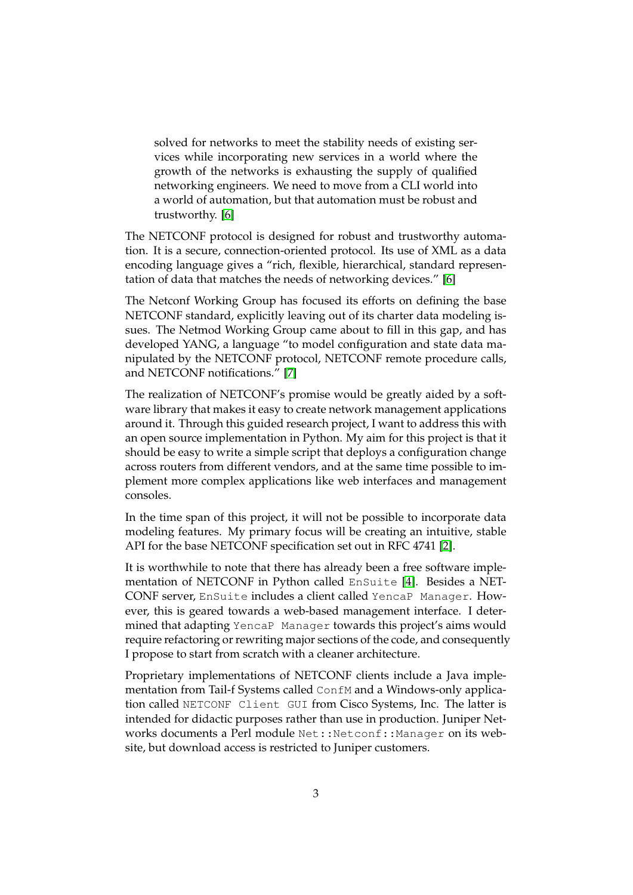> solved for networks to meet the stability needs of existing services while incorporating new services in a world where the growth of the networks is exhausting the supply of qualified networking engineers. We need to move from a CLI world into a world of automation, but that automation must be robust and trustworthy. [6]

The NETCONF protocol is designed for robust and trustworthy automation. It is a secure, connection-oriented protocol. Its use of XML as a data encoding language gives a "rich, flexible, hierarchical, standard representation of data that matches the needs of networking devices." [6]

The Netconf Working Group has focused its efforts on defining the base NETCONF standard, explicitly leaving out of its charter data modeling issues. The Netmod Working Group came about to fill in this gap, and has developed YANG, a language "to model configuration and state data manipulated by the NETCONF protocol, NETCONF remote procedure calls, and NETCONF notifications." [7]

The realization of NETCONF's promise would be greatly aided by a software library that makes it easy to create network management applications around it. Through this guided research project, I want to address this with an open source implementation in Python. My aim for this project is that it should be easy to write a simple script that deploys a configuration change across routers from different vendors, and at the same time possible to implement more complex applications like web interfaces and management consoles.

In the time span of this project, it will not be possible to incorporate data modeling features. My primary focus will be creating an intuitive, stable API for the base NETCONF specification set out in RFC 4741 [2].

It is worthwhile to note that there has already been a free software implementation of NETCONF in Python called `EnSuite` [4]. Besides a NETCONF server, `EnSuite` includes a client called `YencaP Manager`. However, this is geared towards a web-based management interface. I determined that adapting `YencaP Manager` towards this project's aims would require refactoring or rewriting major sections of the code, and consequently I propose to start from scratch with a cleaner architecture.

Proprietary implementations of NETCONF clients include a Java implementation from Tail-f Systems called `ConfM` and a Windows-only application called `NETCONF Client GUI` from Cisco Systems, Inc. The latter is intended for didactic purposes rather than use in production. Juniper Networks documents a Perl module `Net::Netconf::Manager` on its website, but download access is restricted to Juniper customers.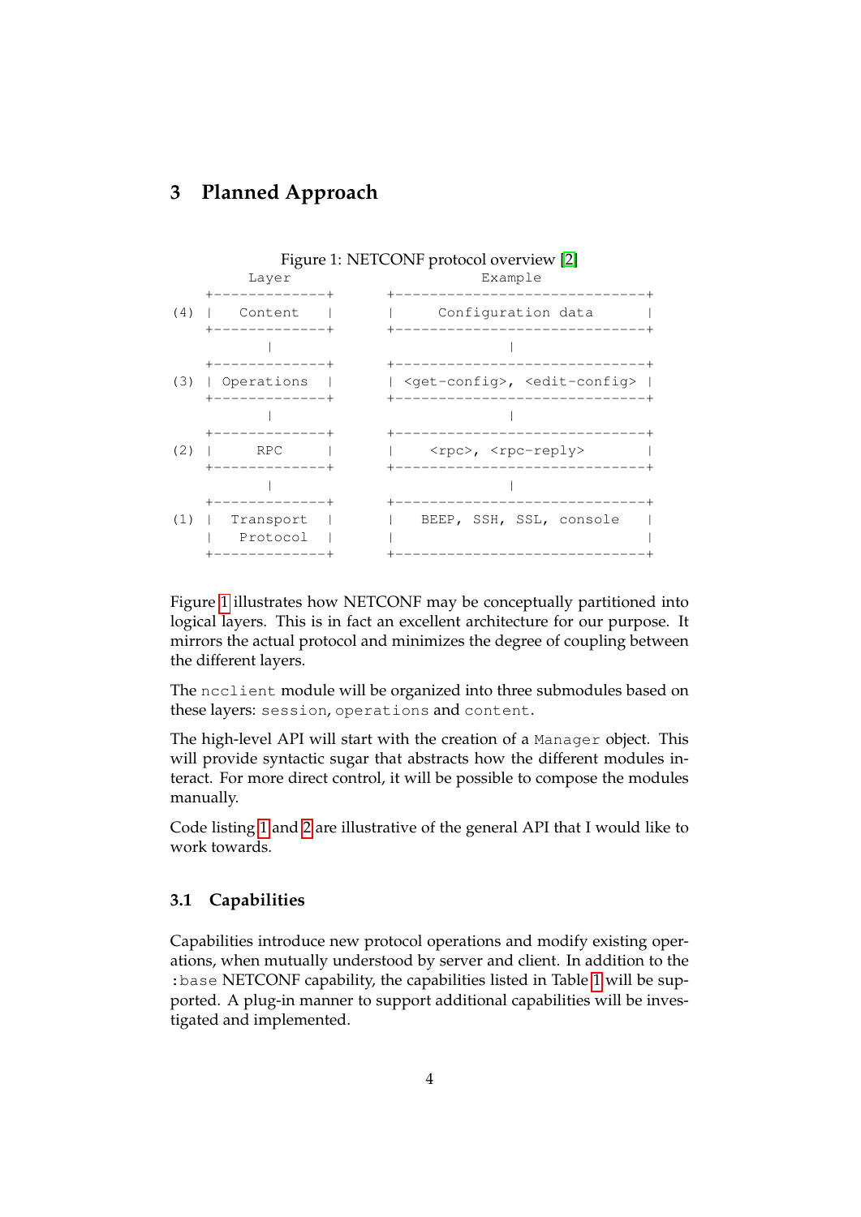# 3 Planned Approach

Figure 1: NETCONF protocol overview [2]

```
            Layer                            Example
       +-------------+              +-----------------------------+
   (4) |   Content   |              |     Configuration data      |
       +-------------+              +-----------------------------+
              |                                    |
       +-------------+              +-----------------------------+
   (3) | Operations  |              | <get-config>, <edit-config> |
       +-------------+              +-----------------------------+
              |                                    |
       +-------------+              +-----------------------------+
   (2) |     RPC     |              |    <rpc>, <rpc-reply>       |
       +-------------+              +-----------------------------+
              |                                    |
       +-------------+              +-----------------------------+
   (1) |  Transport  |              |   BEEP, SSH, SSL, console   |
       |   Protocol  |              |                             |
       +-------------+              +-----------------------------+
```

Figure 1 illustrates how NETCONF may be conceptually partitioned into logical layers. This is in fact an excellent architecture for our purpose. It mirrors the actual protocol and minimizes the degree of coupling between the different layers.

The `ncclient` module will be organized into three submodules based on these layers: `session`, `operations` and `content`.

The high-level API will start with the creation of a `Manager` object. This will provide syntactic sugar that abstracts how the different modules interact. For more direct control, it will be possible to compose the modules manually.

Code listing 1 and 2 are illustrative of the general API that I would like to work towards.

## 3.1 Capabilities

Capabilities introduce new protocol operations and modify existing operations, when mutually understood by server and client. In addition to the `:base` NETCONF capability, the capabilities listed in Table 1 will be supported. A plug-in manner to support additional capabilities will be investigated and implemented.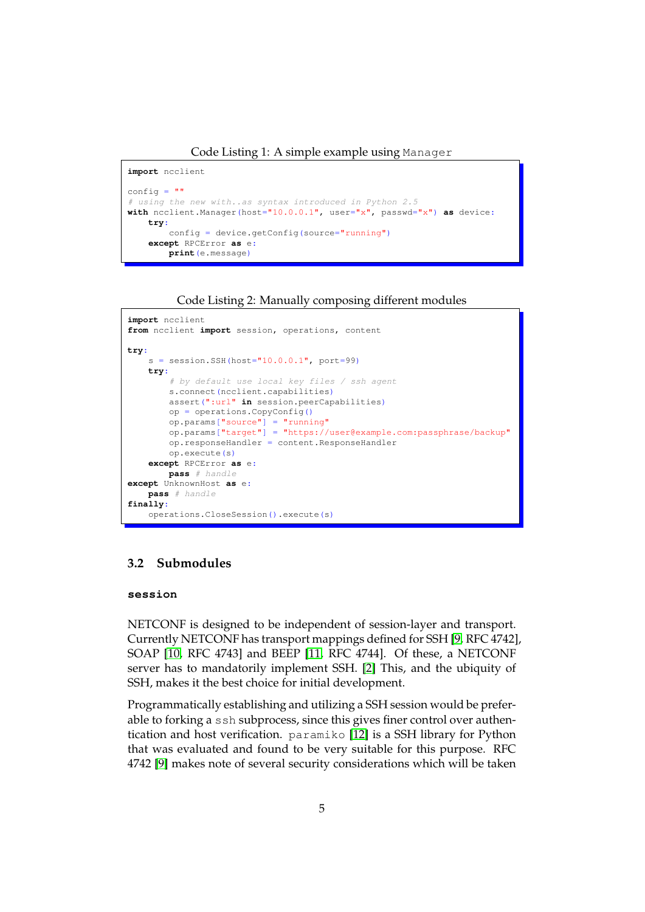Code Listing 1: A simple example using `Manager`

```
import ncclient

config = ""
# using the new with..as syntax introduced in Python 2.5
with ncclient.Manager(host="10.0.0.1", user="x", passwd="x") as device:
    try:
        config = device.getConfig(source="running")
    except RPCError as e:
        print(e.message)
```

Code Listing 2: Manually composing different modules

```
import ncclient
from ncclient import session, operations, content

try:
    s = session.SSH(host="10.0.0.1", port=99)
    try:
        # by default use local key files / ssh agent
        s.connect(ncclient.capabilities)
        assert(":url" in session.peerCapabilities)
        op = operations.CopyConfig()
        op.params["source"] = "running"
        op.params["target"] = "https://user@example.com:passphrase/backup"
        op.responseHandler = content.ResponseHandler
        op.execute(s)
    except RPCError as e:
        pass # handle
except UnknownHost as e:
    pass # handle
finally:
    operations.CloseSession().execute(s)
```

## 3.2 Submodules

### `session`

NETCONF is designed to be independent of session-layer and transport. Currently NETCONF has transport mappings defined for SSH [9, RFC 4742], SOAP [10, RFC 4743] and BEEP [11, RFC 4744]. Of these, a NETCONF server has to mandatorily implement SSH. [2] This, and the ubiquity of SSH, makes it the best choice for initial development.

Programmatically establishing and utilizing a SSH session would be preferable to forking a `ssh` subprocess, since this gives finer control over authentication and host verification. `paramiko` [12] is a SSH library for Python that was evaluated and found to be very suitable for this purpose. RFC 4742 [9] makes note of several security considerations which will be taken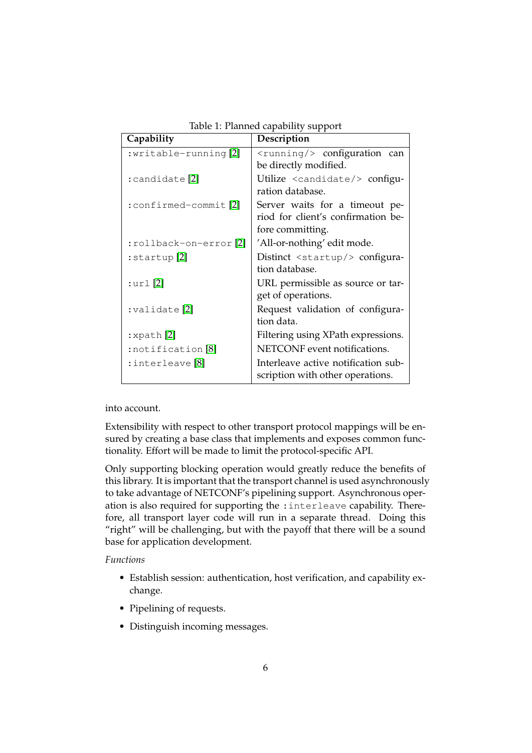Table 1: Planned capability support

| Capability | Description |
|---|---|
| `:writable-running` [2] | `<running/>` configuration can be directly modified. |
| `:candidate` [2] | Utilize `<candidate/>` configuration database. |
| `:confirmed-commit` [2] | Server waits for a timeout period for client's confirmation before committing. |
| `:rollback-on-error` [2] | 'All-or-nothing' edit mode. |
| `:startup` [2] | Distinct `<startup/>` configuration database. |
| `:url` [2] | URL permissible as source or target of operations. |
| `:validate` [2] | Request validation of configuration data. |
| `:xpath` [2] | Filtering using XPath expressions. |
| `:notification` [8] | NETCONF event notifications. |
| `:interleave` [8] | Interleave active notification subscription with other operations. |

into account.

Extensibility with respect to other transport protocol mappings will be ensured by creating a base class that implements and exposes common functionality. Effort will be made to limit the protocol-specific API.

Only supporting blocking operation would greatly reduce the benefits of this library. It is important that the transport channel is used asynchronously to take advantage of NETCONF's pipelining support. Asynchronous operation is also required for supporting the `:interleave` capability. Therefore, all transport layer code will run in a separate thread. Doing this "right" will be challenging, but with the payoff that there will be a sound base for application development.

*Functions*

- Establish session: authentication, host verification, and capability exchange.
- Pipelining of requests.
- Distinguish incoming messages.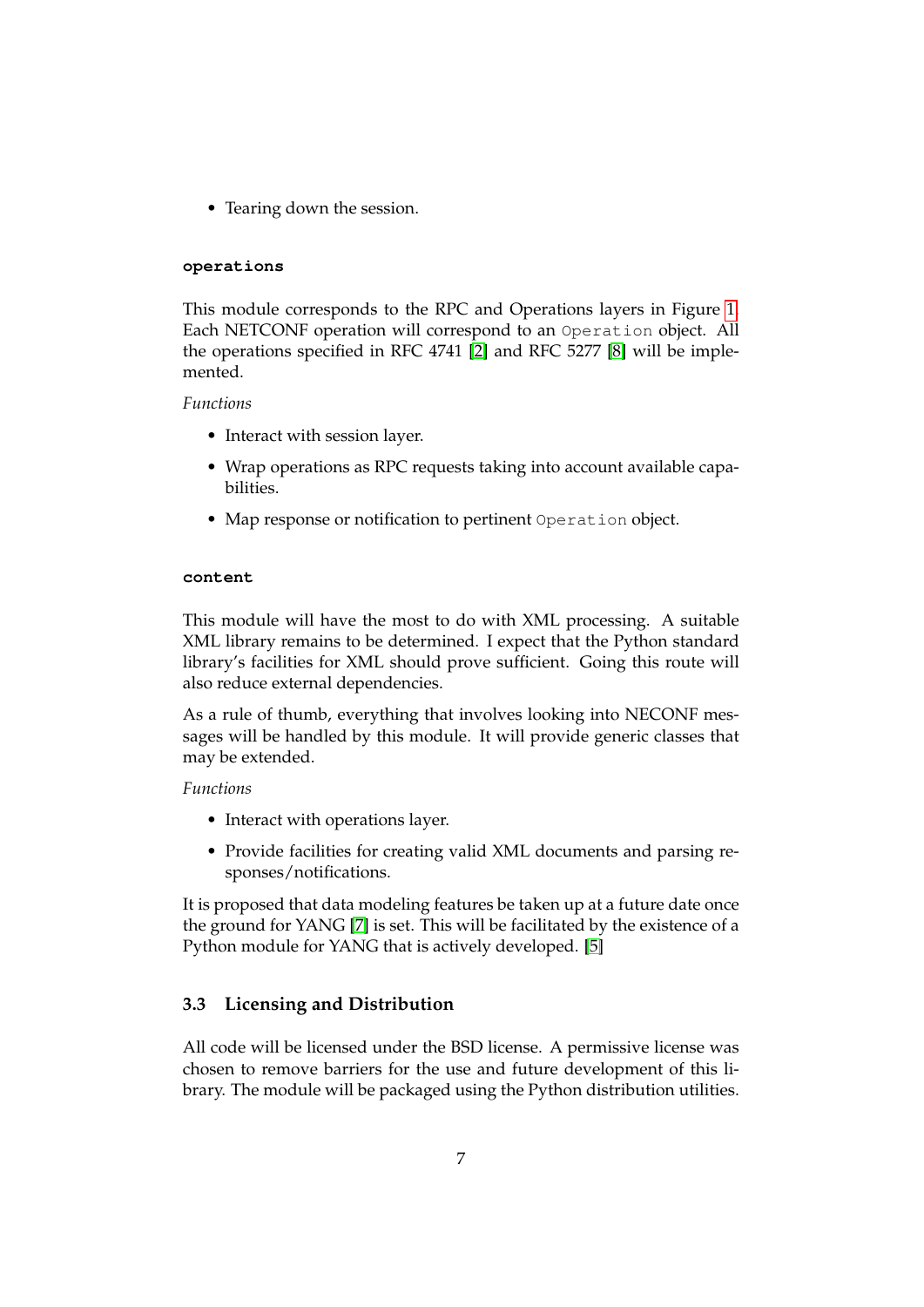- Tearing down the session.

#### operations

This module corresponds to the RPC and Operations layers in Figure 1. Each NETCONF operation will correspond to an `Operation` object. All the operations specified in RFC 4741 [2] and RFC 5277 [8] will be implemented.

*Functions*

- Interact with session layer.
- Wrap operations as RPC requests taking into account available capabilities.
- Map response or notification to pertinent `Operation` object.

#### content

This module will have the most to do with XML processing. A suitable XML library remains to be determined. I expect that the Python standard library's facilities for XML should prove sufficient. Going this route will also reduce external dependencies.

As a rule of thumb, everything that involves looking into NECONF messages will be handled by this module. It will provide generic classes that may be extended.

*Functions*

- Interact with operations layer.
- Provide facilities for creating valid XML documents and parsing responses/notifications.

It is proposed that data modeling features be taken up at a future date once the ground for YANG [7] is set. This will be facilitated by the existence of a Python module for YANG that is actively developed. [5]

### 3.3 Licensing and Distribution

All code will be licensed under the BSD license. A permissive license was chosen to remove barriers for the use and future development of this library. The module will be packaged using the Python distribution utilities.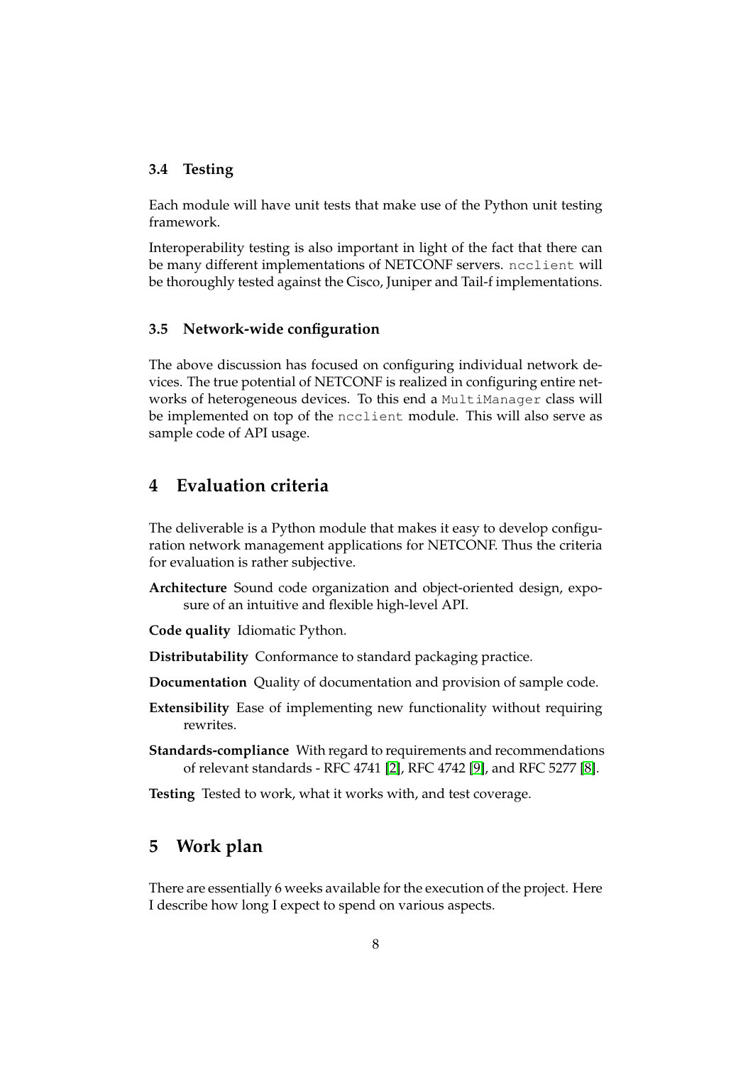### 3.4 Testing

Each module will have unit tests that make use of the Python unit testing framework.

Interoperability testing is also important in light of the fact that there can be many different implementations of NETCONF servers. `ncclient` will be thoroughly tested against the Cisco, Juniper and Tail-f implementations.

### 3.5 Network-wide configuration

The above discussion has focused on configuring individual network devices. The true potential of NETCONF is realized in configuring entire networks of heterogeneous devices. To this end a `MultiManager` class will be implemented on top of the `ncclient` module. This will also serve as sample code of API usage.

## 4 Evaluation criteria

The deliverable is a Python module that makes it easy to develop configuration network management applications for NETCONF. Thus the criteria for evaluation is rather subjective.

**Architecture** Sound code organization and object-oriented design, exposure of an intuitive and flexible high-level API.

**Code quality** Idiomatic Python.

**Distributability** Conformance to standard packaging practice.

**Documentation** Quality of documentation and provision of sample code.

**Extensibility** Ease of implementing new functionality without requiring rewrites.

**Standards-compliance** With regard to requirements and recommendations of relevant standards - RFC 4741 [2], RFC 4742 [9], and RFC 5277 [8].

**Testing** Tested to work, what it works with, and test coverage.

## 5 Work plan

There are essentially 6 weeks available for the execution of the project. Here I describe how long I expect to spend on various aspects.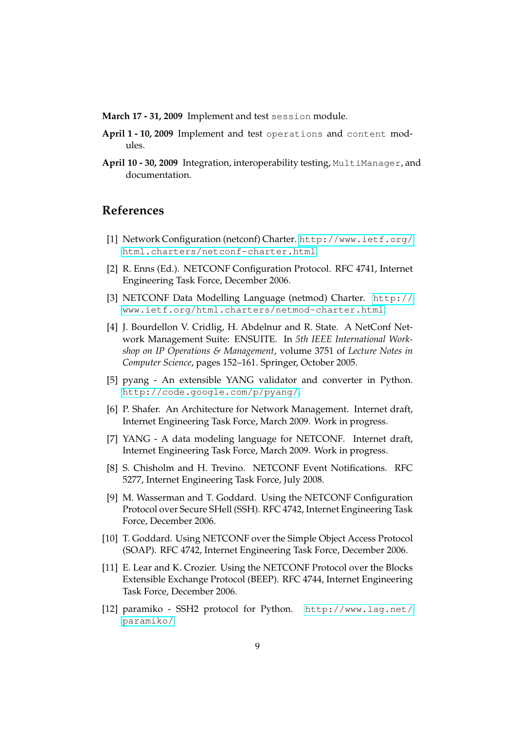**March 17 - 31, 2009** Implement and test `session` module.

**April 1 - 10, 2009** Implement and test `operations` and `content` modules.

**April 10 - 30, 2009** Integration, interoperability testing, `MultiManager`, and documentation.

## References

[1] Network Configuration (netconf) Charter. http://www.ietf.org/html.charters/netconf-charter.html.

[2] R. Enns (Ed.). NETCONF Configuration Protocol. RFC 4741, Internet Engineering Task Force, December 2006.

[3] NETCONF Data Modelling Language (netmod) Charter. http://www.ietf.org/html.charters/netmod-charter.html.

[4] J. Bourdellon V. Cridlig, H. Abdelnur and R. State. A NetConf Network Management Suite: ENSUITE. In *5th IEEE International Workshop on IP Operations & Management*, volume 3751 of *Lecture Notes in Computer Science*, pages 152–161. Springer, October 2005.

[5] pyang - An extensible YANG validator and converter in Python. http://code.google.com/p/pyang/.

[6] P. Shafer. An Architecture for Network Management. Internet draft, Internet Engineering Task Force, March 2009. Work in progress.

[7] YANG - A data modeling language for NETCONF. Internet draft, Internet Engineering Task Force, March 2009. Work in progress.

[8] S. Chisholm and H. Trevino. NETCONF Event Notifications. RFC 5277, Internet Engineering Task Force, July 2008.

[9] M. Wasserman and T. Goddard. Using the NETCONF Configuration Protocol over Secure SHell (SSH). RFC 4742, Internet Engineering Task Force, December 2006.

[10] T. Goddard. Using NETCONF over the Simple Object Access Protocol (SOAP). RFC 4742, Internet Engineering Task Force, December 2006.

[11] E. Lear and K. Crozier. Using the NETCONF Protocol over the Blocks Extensible Exchange Protocol (BEEP). RFC 4744, Internet Engineering Task Force, December 2006.

[12] paramiko - SSH2 protocol for Python. http://www.lag.net/paramiko/.